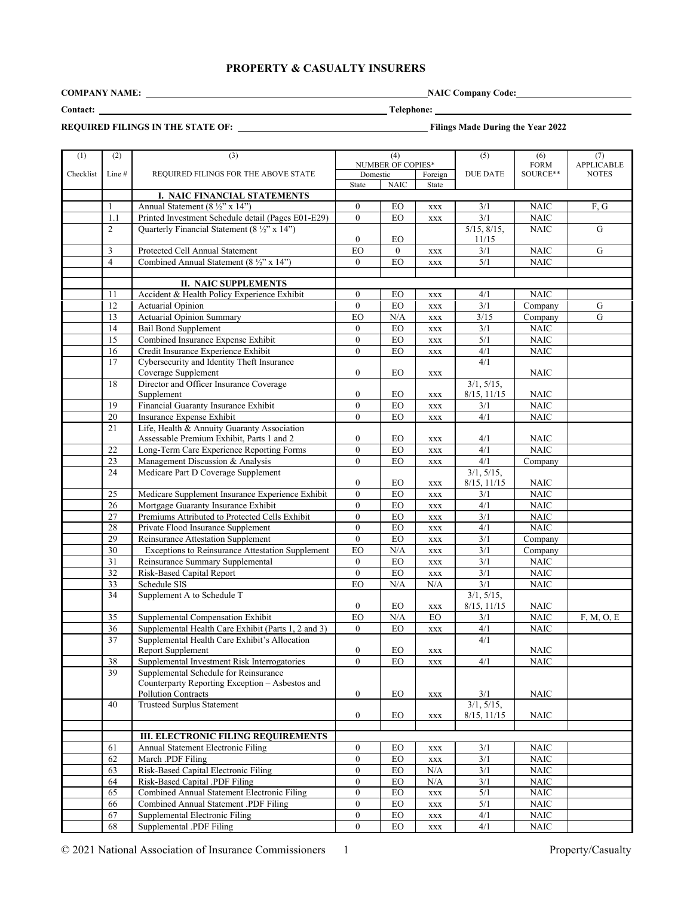# PROPERTY & CASUALTY INSURERS

**COMPANY NAME:** \_\_\_\_\_\_\_\_\_\_\_\_\_\_\_\_\_\_\_\_ **NAIC Company Code:** \_\_\_\_\_\_\_\_\_\_\_\_

**Contact:** \_\_\_\_\_\_\_\_\_\_\_\_\_\_\_\_\_\_\_\_ **Telephone:** \_\_\_\_\_\_\_\_\_\_\_\_

**REQUIRED FILINGS IN THE STATE OF:** \_\_\_\_\_\_\_\_\_\_\_\_\_\_\_\_\_\_\_\_ **Filings Made During the Year 2022**

| (1) | (2) | (3) | (4) | | | (5) | (6) | (7) |
|---|---|---|---|---|---|---|---|---|
| Checklist | Line # | REQUIRED FILINGS FOR THE ABOVE STATE | NUMBER OF COPIES* | | | DUE DATE | FORM SOURCE** | APPLICABLE NOTES |
| | | | Domestic | | Foreign | | | |
| | | | State | NAIC | State | | | |
| | | **I. NAIC FINANCIAL STATEMENTS** | | | | | | |
| | 1 | Annual Statement (8 ½" x 14") | 0 | EO | xxx | 3/1 | NAIC | F, G |
| | 1.1 | Printed Investment Schedule detail (Pages E01-E29) | 0 | EO | xxx | 3/1 | NAIC | |
| | 2 | Quarterly Financial Statement (8 ½" x 14") | 0 | EO | | 5/15, 8/15, 11/15 | NAIC | G |
| | 3 | Protected Cell Annual Statement | EO | 0 | xxx | 3/1 | NAIC | G |
| | 4 | Combined Annual Statement (8 ½" x 14") | 0 | EO | xxx | 5/1 | NAIC | |
| | | **II. NAIC SUPPLEMENTS** | | | | | | |
| | 11 | Accident & Health Policy Experience Exhibit | 0 | EO | xxx | 4/1 | NAIC | |
| | 12 | Actuarial Opinion | 0 | EO | xxx | 3/1 | Company | G |
| | 13 | Actuarial Opinion Summary | EO | N/A | xxx | 3/15 | Company | G |
| | 14 | Bail Bond Supplement | 0 | EO | xxx | 3/1 | NAIC | |
| | 15 | Combined Insurance Expense Exhibit | 0 | EO | xxx | 5/1 | NAIC | |
| | 16 | Credit Insurance Experience Exhibit | 0 | EO | xxx | 4/1 | NAIC | |
| | 17 | Cybersecurity and Identity Theft Insurance Coverage Supplement | 0 | EO | xxx | 4/1 | NAIC | |
| | 18 | Director and Officer Insurance Coverage Supplement | 0 | EO | xxx | 3/1, 5/15, 8/15, 11/15 | NAIC | |
| | 19 | Financial Guaranty Insurance Exhibit | 0 | EO | xxx | 3/1 | NAIC | |
| | 20 | Insurance Expense Exhibit | 0 | EO | xxx | 4/1 | NAIC | |
| | 21 | Life, Health & Annuity Guaranty Association Assessable Premium Exhibit, Parts 1 and 2 | 0 | EO | xxx | 4/1 | NAIC | |
| | 22 | Long-Term Care Experience Reporting Forms | 0 | EO | xxx | 4/1 | NAIC | |
| | 23 | Management Discussion & Analysis | 0 | EO | xxx | 4/1 | Company | |
| | 24 | Medicare Part D Coverage Supplement | 0 | EO | xxx | 3/1, 5/15, 8/15, 11/15 | NAIC | |
| | 25 | Medicare Supplement Insurance Experience Exhibit | 0 | EO | xxx | 3/1 | NAIC | |
| | 26 | Mortgage Guaranty Insurance Exhibit | 0 | EO | xxx | 4/1 | NAIC | |
| | 27 | Premiums Attributed to Protected Cells Exhibit | 0 | EO | xxx | 3/1 | NAIC | |
| | 28 | Private Flood Insurance Supplement | 0 | EO | xxx | 4/1 | NAIC | |
| | 29 | Reinsurance Attestation Supplement | 0 | EO | xxx | 3/1 | Company | |
| | 30 | Exceptions to Reinsurance Attestation Supplement | EO | N/A | xxx | 3/1 | Company | |
| | 31 | Reinsurance Summary Supplemental | 0 | EO | xxx | 3/1 | NAIC | |
| | 32 | Risk-Based Capital Report | 0 | EO | xxx | 3/1 | NAIC | |
| | 33 | Schedule SIS | EO | N/A | N/A | 3/1 | NAIC | |
| | 34 | Supplement A to Schedule T | 0 | EO | xxx | 3/1, 5/15, 8/15, 11/15 | NAIC | |
| | 35 | Supplemental Compensation Exhibit | EO | N/A | EO | 3/1 | NAIC | F, M, O, E |
| | 36 | Supplemental Health Care Exhibit (Parts 1, 2 and 3) | 0 | EO | xxx | 4/1 | NAIC | |
| | 37 | Supplemental Health Care Exhibit's Allocation Report Supplement | 0 | EO | xxx | 4/1 | NAIC | |
| | 38 | Supplemental Investment Risk Interrogatories | 0 | EO | xxx | 4/1 | NAIC | |
| | 39 | Supplemental Schedule for Reinsurance Counterparty Reporting Exception – Asbestos and Pollution Contracts | 0 | EO | xxx | 3/1 | NAIC | |
| | 40 | Trusteed Surplus Statement | 0 | EO | xxx | 3/1, 5/15, 8/15, 11/15 | NAIC | |
| | | **III. ELECTRONIC FILING REQUIREMENTS** | | | | | | |
| | 61 | Annual Statement Electronic Filing | 0 | EO | xxx | 3/1 | NAIC | |
| | 62 | March .PDF Filing | 0 | EO | xxx | 3/1 | NAIC | |
| | 63 | Risk-Based Capital Electronic Filing | 0 | EO | N/A | 3/1 | NAIC | |
| | 64 | Risk-Based Capital .PDF Filing | 0 | EO | N/A | 3/1 | NAIC | |
| | 65 | Combined Annual Statement Electronic Filing | 0 | EO | xxx | 5/1 | NAIC | |
| | 66 | Combined Annual Statement .PDF Filing | 0 | EO | xxx | 5/1 | NAIC | |
| | 67 | Supplemental Electronic Filing | 0 | EO | xxx | 4/1 | NAIC | |
| | 68 | Supplemental .PDF Filing | 0 | EO | xxx | 4/1 | NAIC | |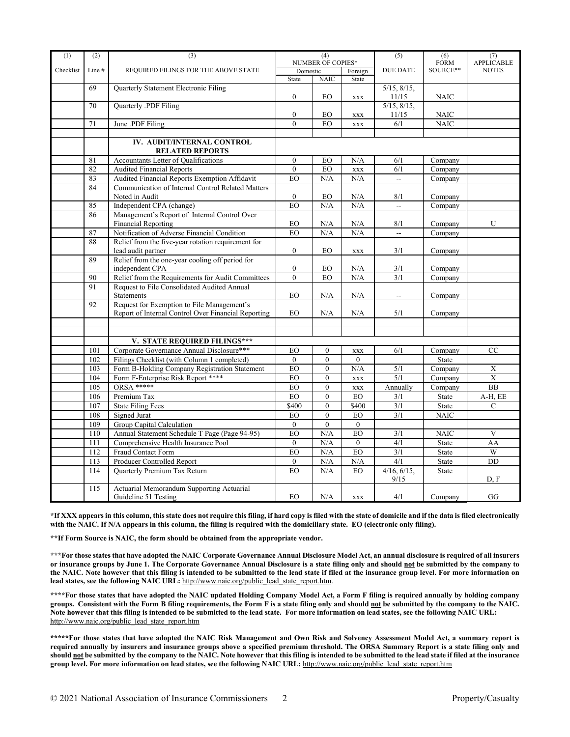| (1) | (2) | (3) | (4) | | | (5) | (6) | (7) |
|---|---|---|---|---|---|---|---|---|
| | | | NUMBER OF COPIES* | | | | FORM | APPLICABLE |
| Checklist | Line # | REQUIRED FILINGS FOR THE ABOVE STATE | Domestic | | Foreign | DUE DATE | SOURCE** | NOTES |
| | | | State | NAIC | State | | | |
| | 69 | Quarterly Statement Electronic Filing | 0 | EO | xxx | 5/15, 8/15, 11/15 | NAIC | |
| | 70 | Quarterly .PDF Filing | 0 | EO | xxx | 5/15, 8/15, 11/15 | NAIC | |
| | 71 | June .PDF Filing | 0 | EO | xxx | 6/1 | NAIC | |
| | | | | | | | | |
| | | **IV. AUDIT/INTERNAL CONTROL RELATED REPORTS** | | | | | | |
| | 81 | Accountants Letter of Qualifications | 0 | EO | N/A | 6/1 | Company | |
| | 82 | Audited Financial Reports | 0 | EO | xxx | 6/1 | Company | |
| | 83 | Audited Financial Reports Exemption Affidavit | EO | N/A | N/A | -- | Company | |
| | 84 | Communication of Internal Control Related Matters Noted in Audit | 0 | EO | N/A | 8/1 | Company | |
| | 85 | Independent CPA (change) | EO | N/A | N/A | -- | Company | |
| | 86 | Management's Report of Internal Control Over Financial Reporting | EO | N/A | N/A | 8/1 | Company | U |
| | 87 | Notification of Adverse Financial Condition | EO | N/A | N/A | -- | Company | |
| | 88 | Relief from the five-year rotation requirement for lead audit partner | 0 | EO | xxx | 3/1 | Company | |
| | 89 | Relief from the one-year cooling off period for independent CPA | 0 | EO | N/A | 3/1 | Company | |
| | 90 | Relief from the Requirements for Audit Committees | 0 | EO | N/A | 3/1 | Company | |
| | 91 | Request to File Consolidated Audited Annual Statements | EO | N/A | N/A | -- | Company | |
| | 92 | Request for Exemption to File Management's Report of Internal Control Over Financial Reporting | EO | N/A | N/A | 5/1 | Company | |
| | | | | | | | | |
| | | | | | | | | |
| | | **V. STATE REQUIRED FILINGS*** ** | | | | | | |
| | 101 | Corporate Governance Annual Disclosure*** | EO | 0 | xxx | 6/1 | Company | CC |
| | 102 | Filings Checklist (with Column 1 completed) | 0 | 0 | 0 | | State | |
| | 103 | Form B-Holding Company Registration Statement | EO | 0 | N/A | 5/1 | Company | X |
| | 104 | Form F-Enterprise Risk Report **** | EO | 0 | xxx | 5/1 | Company | X |
| | 105 | ORSA ***** | EO | 0 | xxx | Annually | Company | BB |
| | 106 | Premium Tax | EO | 0 | EO | 3/1 | State | A-H, EE |
| | 107 | State Filing Fees | $400 | 0 | $400 | 3/1 | State | C |
| | 108 | Signed Jurat | EO | 0 | EO | 3/1 | NAIC | |
| | 109 | Group Capital Calculation | 0 | 0 | 0 | | | |
| | 110 | Annual Statement Schedule T Page (Page 94-95) | EO | N/A | EO | 3/1 | NAIC | V |
| | 111 | Comprehensive Health Insurance Pool | 0 | N/A | 0 | 4/1 | State | AA |
| | 112 | Fraud Contact Form | EO | N/A | EO | 3/1 | State | W |
| | 113 | Producer Controlled Report | 0 | N/A | N/A | 4/1 | State | DD |
| | 114 | Quarterly Premium Tax Return | EO | N/A | EO | 4/16, 6/15, 9/15 | State | D, F |
| | 115 | Actuarial Memorandum Supporting Actuarial Guideline 51 Testing | EO | N/A | xxx | 4/1 | Company | GG |

**\*If XXX appears in this column, this state does not require this filing, if hard copy is filed with the state of domicile and if the data is filed electronically with the NAIC. If N/A appears in this column, the filing is required with the domiciliary state. EO (electronic only filing).**

**\*\*If Form Source is NAIC, the form should be obtained from the appropriate vendor.**

**\*\*\*For those states that have adopted the NAIC Corporate Governance Annual Disclosure Model Act, an annual disclosure is required of all insurers or insurance groups by June 1. The Corporate Governance Annual Disclosure is a state filing only and should not be submitted by the company to the NAIC. Note however that this filing is intended to be submitted to the lead state if filed at the insurance group level. For more information on lead states, see the following NAIC URL:** http://www.naic.org/public_lead_state_report.htm.

**\*\*\*\*For those states that have adopted the NAIC updated Holding Company Model Act, a Form F filing is required annually by holding company groups. Consistent with the Form B filing requirements, the Form F is a state filing only and should not be submitted by the company to the NAIC. Note however that this filing is intended to be submitted to the lead state. For more information on lead states, see the following NAIC URL:** http://www.naic.org/public_lead_state_report.htm

**\*\*\*\*\*For those states that have adopted the NAIC Risk Management and Own Risk and Solvency Assessment Model Act, a summary report is required annually by insurers and insurance groups above a specified premium threshold. The ORSA Summary Report is a state filing only and should not be submitted by the company to the NAIC. Note however that this filing is intended to be submitted to the lead state if filed at the insurance group level. For more information on lead states, see the following NAIC URL:** http://www.naic.org/public_lead_state_report.htm

© 2021 National Association of Insurance Commissioners    Property/Casualty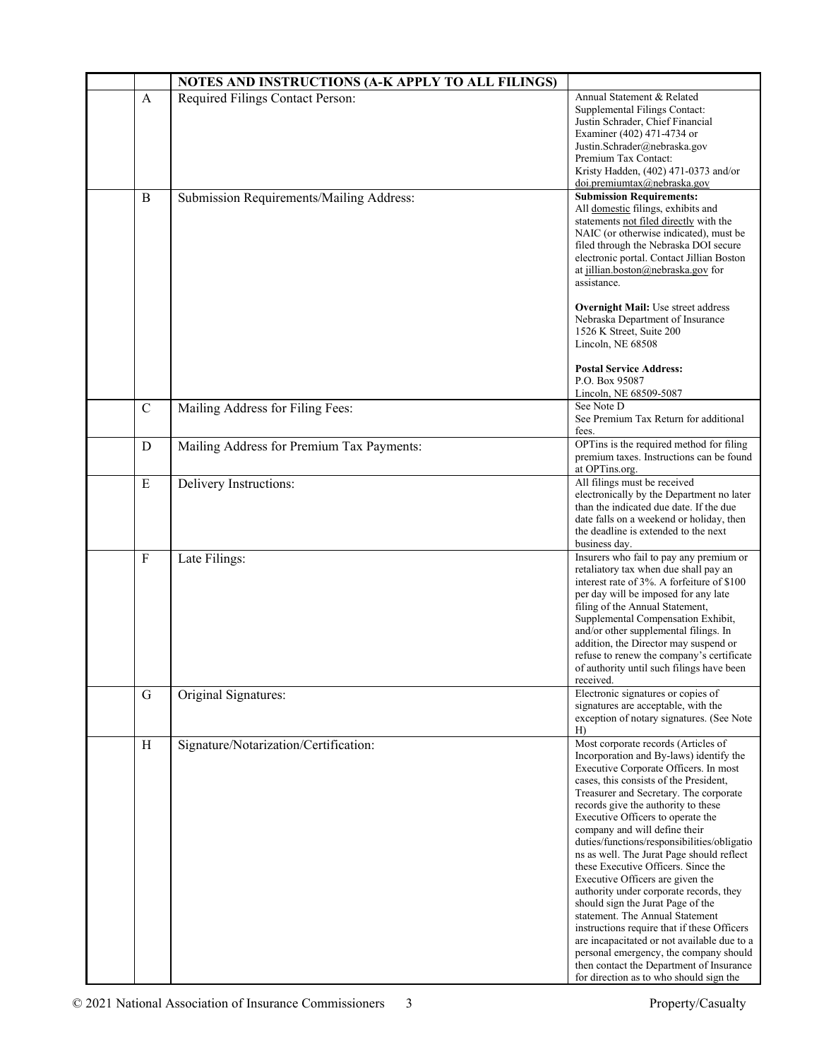| | | NOTES AND INSTRUCTIONS (A-K APPLY TO ALL FILINGS) | |
|---|---|---|---|
| | A | Required Filings Contact Person: | Annual Statement & Related Supplemental Filings Contact: Justin Schrader, Chief Financial Examiner (402) 471-4734 or Justin.Schrader@nebraska.gov<br>Premium Tax Contact: Kristy Hadden, (402) 471-0373 and/or doi.premiumtax@nebraska.gov |
| | B | Submission Requirements/Mailing Address: | **Submission Requirements:** All domestic filings, exhibits and statements not filed directly with the NAIC (or otherwise indicated), must be filed through the Nebraska DOI secure electronic portal. Contact Jillian Boston at jillian.boston@nebraska.gov for assistance.<br><br>**Overnight Mail:** Use street address Nebraska Department of Insurance 1526 K Street, Suite 200 Lincoln, NE 68508<br><br>**Postal Service Address:** P.O. Box 95087 Lincoln, NE 68509-5087 |
| | C | Mailing Address for Filing Fees: | See Note D<br>See Premium Tax Return for additional fees. |
| | D | Mailing Address for Premium Tax Payments: | OPTins is the required method for filing premium taxes. Instructions can be found at OPTins.org. |
| | E | Delivery Instructions: | All filings must be received electronically by the Department no later than the indicated due date. If the due date falls on a weekend or holiday, then the deadline is extended to the next business day. |
| | F | Late Filings: | Insurers who fail to pay any premium or retaliatory tax when due shall pay an interest rate of 3%. A forfeiture of $100 per day will be imposed for any late filing of the Annual Statement, Supplemental Compensation Exhibit, and/or other supplemental filings. In addition, the Director may suspend or refuse to renew the company's certificate of authority until such filings have been received. |
| | G | Original Signatures: | Electronic signatures or copies of signatures are acceptable, with the exception of notary signatures. (See Note H) |
| | H | Signature/Notarization/Certification: | Most corporate records (Articles of Incorporation and By-laws) identify the Executive Corporate Officers. In most cases, this consists of the President, Treasurer and Secretary. The corporate records give the authority to these Executive Officers to operate the company and will define their duties/functions/responsibilities/obligations as well. The Jurat Page should reflect these Executive Officers. Since the Executive Officers are given the authority under corporate records, they should sign the Jurat Page of the statement. The Annual Statement instructions require that if these Officers are incapacitated or not available due to a personal emergency, the company should then contact the Department of Insurance for direction as to who should sign the |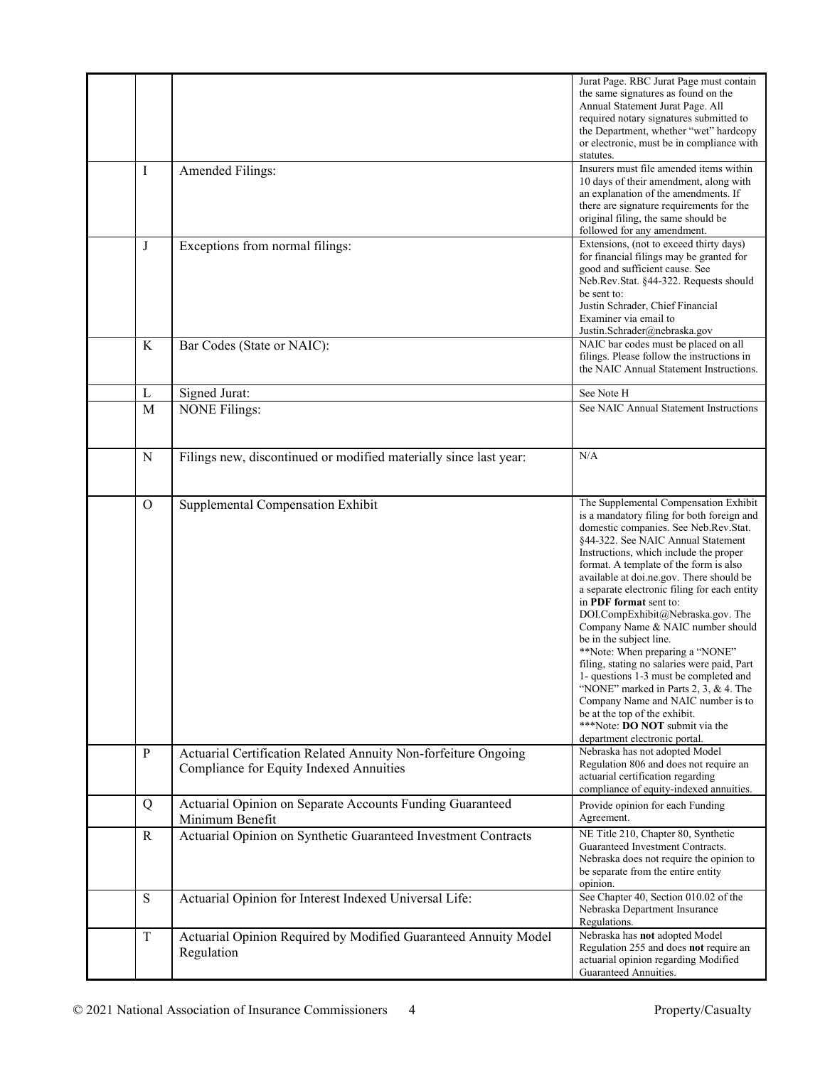| | | | |
|---|---|---|---|
| | | | Jurat Page. RBC Jurat Page must contain the same signatures as found on the Annual Statement Jurat Page. All required notary signatures submitted to the Department, whether "wet" hardcopy or electronic, must be in compliance with statutes. |
| | I | Amended Filings: | Insurers must file amended items within 10 days of their amendment, along with an explanation of the amendments. If there are signature requirements for the original filing, the same should be followed for any amendment. |
| | J | Exceptions from normal filings: | Extensions, (not to exceed thirty days) for financial filings may be granted for good and sufficient cause. See Neb.Rev.Stat. §44-322. Requests should be sent to: Justin Schrader, Chief Financial Examiner via email to Justin.Schrader@nebraska.gov |
| | K | Bar Codes (State or NAIC): | NAIC bar codes must be placed on all filings. Please follow the instructions in the NAIC Annual Statement Instructions. |
| | L | Signed Jurat: | See Note H |
| | M | NONE Filings: | See NAIC Annual Statement Instructions |
| | N | Filings new, discontinued or modified materially since last year: | N/A |
| | O | Supplemental Compensation Exhibit | The Supplemental Compensation Exhibit is a mandatory filing for both foreign and domestic companies. See Neb.Rev.Stat. §44-322. See NAIC Annual Statement Instructions, which include the proper format. A template of the form is also available at doi.ne.gov. There should be a separate electronic filing for each entity in **PDF format** sent to: DOI.CompExhibit@Nebraska.gov. The Company Name & NAIC number should be in the subject line. \*\*Note: When preparing a "NONE" filing, stating no salaries were paid, Part 1- questions 1-3 must be completed and "NONE" marked in Parts 2, 3, & 4. The Company Name and NAIC number is to be at the top of the exhibit. \*\*\*Note: **DO NOT** submit via the department electronic portal. |
| | P | Actuarial Certification Related Annuity Non-forfeiture Ongoing Compliance for Equity Indexed Annuities | Nebraska has not adopted Model Regulation 806 and does not require an actuarial certification regarding compliance of equity-indexed annuities. |
| | Q | Actuarial Opinion on Separate Accounts Funding Guaranteed Minimum Benefit | Provide opinion for each Funding Agreement. |
| | R | Actuarial Opinion on Synthetic Guaranteed Investment Contracts | NE Title 210, Chapter 80, Synthetic Guaranteed Investment Contracts. Nebraska does not require the opinion to be separate from the entire entity opinion. |
| | S | Actuarial Opinion for Interest Indexed Universal Life: | See Chapter 40, Section 010.02 of the Nebraska Department Insurance Regulations. |
| | T | Actuarial Opinion Required by Modified Guaranteed Annuity Model Regulation | Nebraska has **not** adopted Model Regulation 255 and does **not** require an actuarial opinion regarding Modified Guaranteed Annuities. |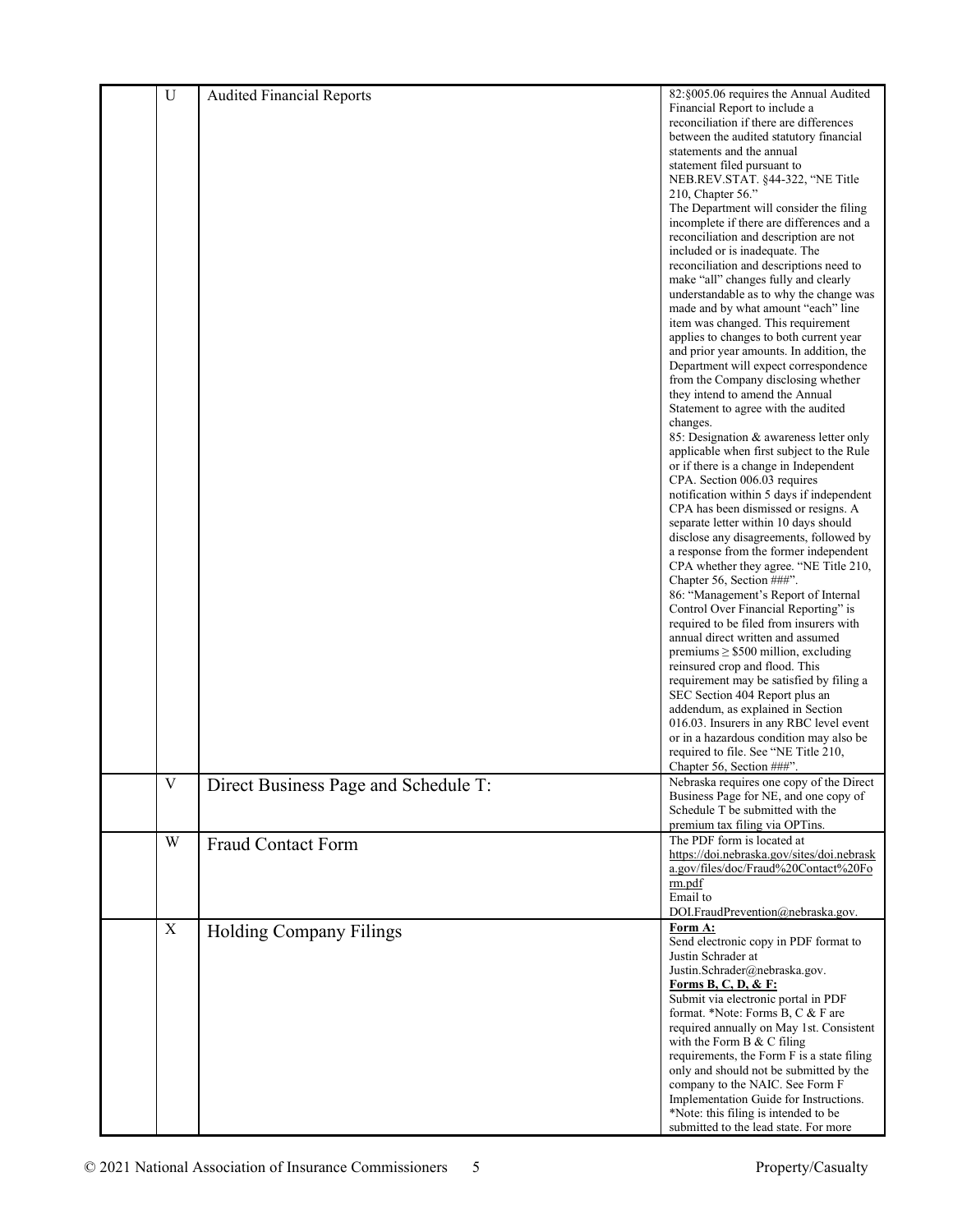| | | | |
|---|---|---|---|
| | U | Audited Financial Reports | 82:§005.06 requires the Annual Audited Financial Report to include a reconciliation if there are differences between the audited statutory financial statements and the annual statement filed pursuant to NEB.REV.STAT. §44-322, "NE Title 210, Chapter 56."<br>The Department will consider the filing incomplete if there are differences and a reconciliation and description are not included or is inadequate. The reconciliation and descriptions need to make "all" changes fully and clearly understandable as to why the change was made and by what amount "each" line item was changed. This requirement applies to changes to both current year and prior year amounts. In addition, the Department will expect correspondence from the Company disclosing whether they intend to amend the Annual Statement to agree with the audited changes.<br>85: Designation & awareness letter only applicable when first subject to the Rule or if there is a change in Independent CPA. Section 006.03 requires notification within 5 days if independent CPA has been dismissed or resigns. A separate letter within 10 days should disclose any disagreements, followed by a response from the former independent CPA whether they agree. "NE Title 210, Chapter 56, Section ###".<br>86: "Management's Report of Internal Control Over Financial Reporting" is required to be filed from insurers with annual direct written and assumed premiums ≥ $500 million, excluding reinsured crop and flood. This requirement may be satisfied by filing a SEC Section 404 Report plus an addendum, as explained in Section 016.03. Insurers in any RBC level event or in a hazardous condition may also be required to file. See "NE Title 210, Chapter 56, Section ###". |
| | V | Direct Business Page and Schedule T: | Nebraska requires one copy of the Direct Business Page for NE, and one copy of Schedule T be submitted with the premium tax filing via OPTins. |
| | W | Fraud Contact Form | The PDF form is located at https://doi.nebraska.gov/sites/doi.nebraska.gov/files/doc/Fraud%20Contact%20Form.pdf<br>Email to DOI.FraudPrevention@nebraska.gov. |
| | X | Holding Company Filings | **Form A:**<br>Send electronic copy in PDF format to Justin Schrader at Justin.Schrader@nebraska.gov.<br>**Forms B, C, D, & F:**<br>Submit via electronic portal in PDF format. *Note: Forms B, C & F are required annually on May 1st. Consistent with the Form B & C filing requirements, the Form F is a state filing only and should not be submitted by the company to the NAIC. See Form F Implementation Guide for Instructions. *Note: this filing is intended to be submitted to the lead state. For more |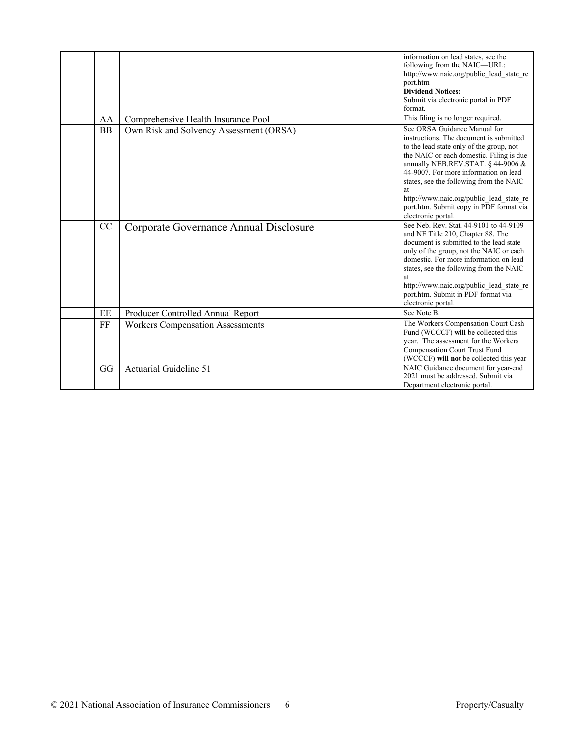| | | | |
|---|---|---|---|
| | | | information on lead states, see the following from the NAIC—URL: http://www.naic.org/public_lead_state_report.htm **Dividend Notices:** Submit via electronic portal in PDF format. |
| | AA | Comprehensive Health Insurance Pool | This filing is no longer required. |
| | BB | Own Risk and Solvency Assessment (ORSA) | See ORSA Guidance Manual for instructions. The document is submitted to the lead state only of the group, not the NAIC or each domestic. Filing is due annually NEB.REV.STAT. § 44-9006 & 44-9007. For more information on lead states, see the following from the NAIC at http://www.naic.org/public_lead_state_report.htm. Submit copy in PDF format via electronic portal. |
| | CC | Corporate Governance Annual Disclosure | See Neb. Rev. Stat. 44-9101 to 44-9109 and NE Title 210, Chapter 88. The document is submitted to the lead state only of the group, not the NAIC or each domestic. For more information on lead states, see the following from the NAIC at http://www.naic.org/public_lead_state_report.htm. Submit in PDF format via electronic portal. |
| | EE | Producer Controlled Annual Report | See Note B. |
| | FF | Workers Compensation Assessments | The Workers Compensation Court Cash Fund (WCCCF) **will** be collected this year. The assessment for the Workers Compensation Court Trust Fund (WCCCF) **will not** be collected this year |
| | GG | Actuarial Guideline 51 | NAIC Guidance document for year-end 2021 must be addressed. Submit via Department electronic portal. |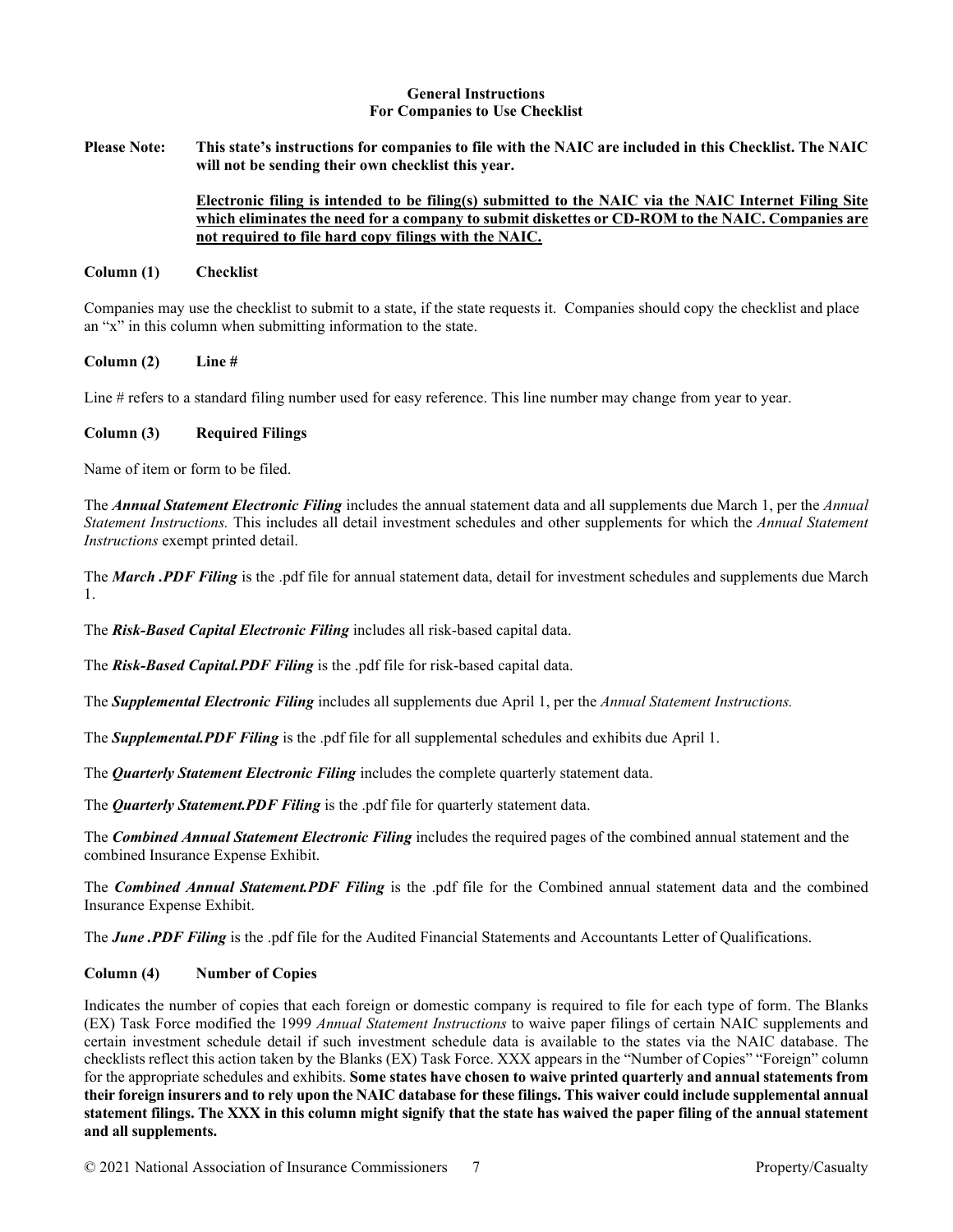## General Instructions
## For Companies to Use Checklist

**Please Note: This state's instructions for companies to file with the NAIC are included in this Checklist. The NAIC will not be sending their own checklist this year.**

**<u>Electronic filing is intended to be filing(s) submitted to the NAIC via the NAIC Internet Filing Site which eliminates the need for a company to submit diskettes or CD-ROM to the NAIC. Companies are not required to file hard copy filings with the NAIC.</u>**

**Column (1) Checklist**

Companies may use the checklist to submit to a state, if the state requests it. Companies should copy the checklist and place an "x" in this column when submitting information to the state.

**Column (2) Line #**

Line # refers to a standard filing number used for easy reference. This line number may change from year to year.

**Column (3) Required Filings**

Name of item or form to be filed.

The ***Annual Statement Electronic Filing*** includes the annual statement data and all supplements due March 1, per the *Annual Statement Instructions.* This includes all detail investment schedules and other supplements for which the *Annual Statement Instructions* exempt printed detail.

The ***March .PDF Filing*** is the .pdf file for annual statement data, detail for investment schedules and supplements due March 1.

The ***Risk-Based Capital Electronic Filing*** includes all risk-based capital data.

The ***Risk-Based Capital.PDF Filing*** is the .pdf file for risk-based capital data.

The ***Supplemental Electronic Filing*** includes all supplements due April 1, per the *Annual Statement Instructions.*

The ***Supplemental.PDF Filing*** is the .pdf file for all supplemental schedules and exhibits due April 1.

The ***Quarterly Statement Electronic Filing*** includes the complete quarterly statement data.

The ***Quarterly Statement.PDF Filing*** is the .pdf file for quarterly statement data.

The ***Combined Annual Statement Electronic Filing*** includes the required pages of the combined annual statement and the combined Insurance Expense Exhibit.

The ***Combined Annual Statement.PDF Filing*** is the .pdf file for the Combined annual statement data and the combined Insurance Expense Exhibit.

The ***June .PDF Filing*** is the .pdf file for the Audited Financial Statements and Accountants Letter of Qualifications.

**Column (4) Number of Copies**

Indicates the number of copies that each foreign or domestic company is required to file for each type of form. The Blanks (EX) Task Force modified the 1999 *Annual Statement Instructions* to waive paper filings of certain NAIC supplements and certain investment schedule detail if such investment schedule data is available to the states via the NAIC database. The checklists reflect this action taken by the Blanks (EX) Task Force. XXX appears in the "Number of Copies" "Foreign" column for the appropriate schedules and exhibits. **Some states have chosen to waive printed quarterly and annual statements from their foreign insurers and to rely upon the NAIC database for these filings. This waiver could include supplemental annual statement filings. The XXX in this column might signify that the state has waived the paper filing of the annual statement and all supplements.**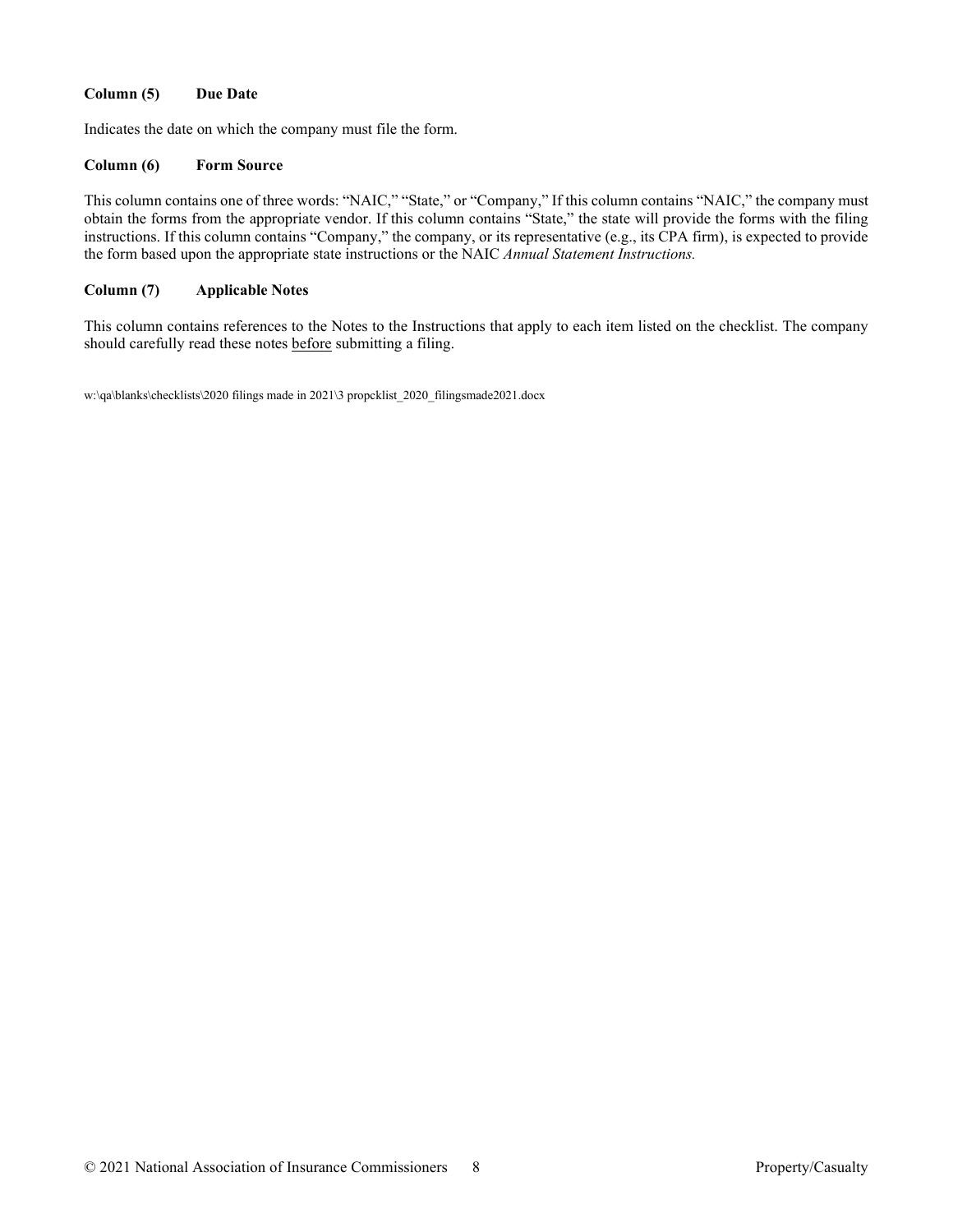**Column (5) Due Date**

Indicates the date on which the company must file the form.

**Column (6) Form Source**

This column contains one of three words: "NAIC," "State," or "Company," If this column contains "NAIC," the company must obtain the forms from the appropriate vendor. If this column contains "State," the state will provide the forms with the filing instructions. If this column contains "Company," the company, or its representative (e.g., its CPA firm), is expected to provide the form based upon the appropriate state instructions or the NAIC *Annual Statement Instructions.*

**Column (7) Applicable Notes**

This column contains references to the Notes to the Instructions that apply to each item listed on the checklist. The company should carefully read these notes before submitting a filing.

w:\qa\blanks\checklists\2020 filings made in 2021\3 propcklist_2020_filingsmade2021.docx